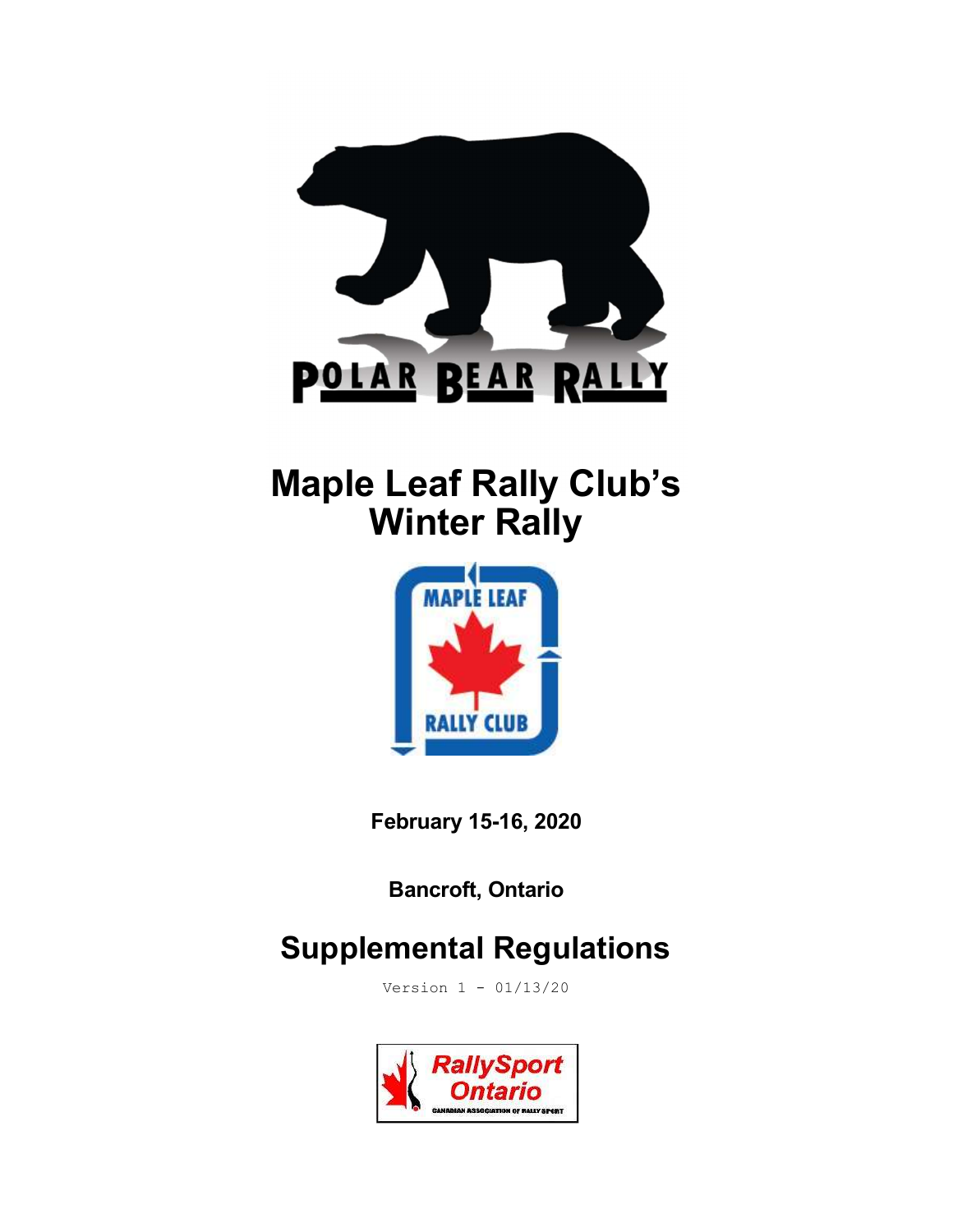POLAR BEAR RALLY

# Maple Leaf Rally Club's Winter Rally

MAPLE LEAF RALLY CLUB

**February 15-16, 2020**

**Bancroft, Ontario**

# Supplemental Regulations

Version 1 - 01/13/20

RallySport Ontario
CANADIAN ASSOCIATION OF RALLY SPORT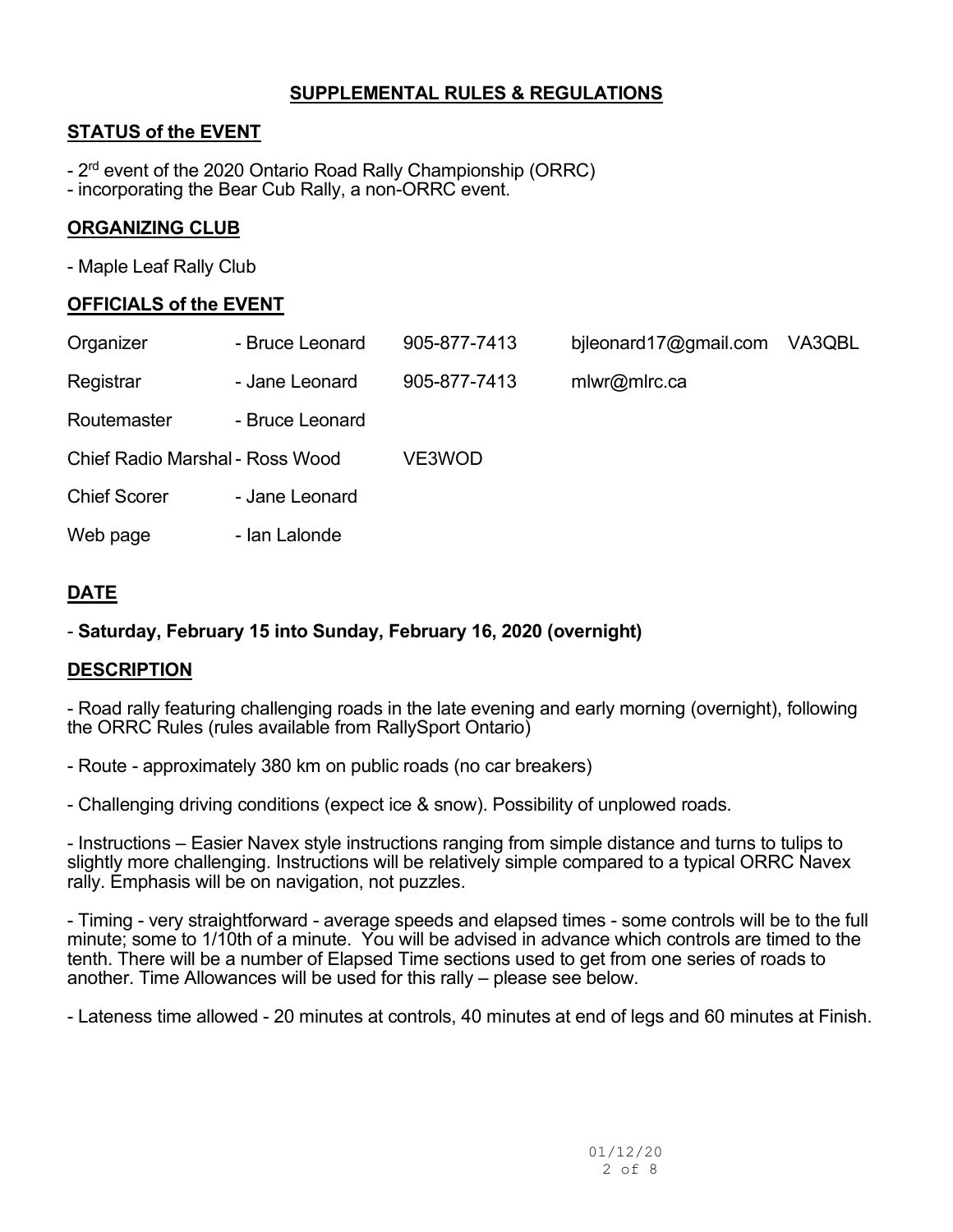## SUPPLEMENTAL RULES & REGULATIONS

### STATUS of the EVENT

- 2nd event of the 2020 Ontario Road Rally Championship (ORRC)
- incorporating the Bear Cub Rally, a non-ORRC event.

### ORGANIZING CLUB

- Maple Leaf Rally Club

### OFFICIALS of the EVENT

| | | | | |
|---|---|---|---|---|
| Organizer | - Bruce Leonard | 905-877-7413 | bjleonard17@gmail.com | VA3QBL |
| Registrar | - Jane Leonard | 905-877-7413 | mlwr@mlrc.ca | |
| Routemaster | - Bruce Leonard | | | |
| Chief Radio Marshal | - Ross Wood | VE3WOD | | |
| Chief Scorer | - Jane Leonard | | | |
| Web page | - Ian Lalonde | | | |

### DATE

- **Saturday, February 15 into Sunday, February 16, 2020 (overnight)**

### DESCRIPTION

- Road rally featuring challenging roads in the late evening and early morning (overnight), following the ORRC Rules (rules available from RallySport Ontario)

- Route - approximately 380 km on public roads (no car breakers)

- Challenging driving conditions (expect ice & snow). Possibility of unplowed roads.

- Instructions – Easier Navex style instructions ranging from simple distance and turns to tulips to slightly more challenging. Instructions will be relatively simple compared to a typical ORRC Navex rally. Emphasis will be on navigation, not puzzles.

- Timing - very straightforward - average speeds and elapsed times - some controls will be to the full minute; some to 1/10th of a minute. You will be advised in advance which controls are timed to the tenth. There will be a number of Elapsed Time sections used to get from one series of roads to another. Time Allowances will be used for this rally – please see below.

- Lateness time allowed - 20 minutes at controls, 40 minutes at end of legs and 60 minutes at Finish.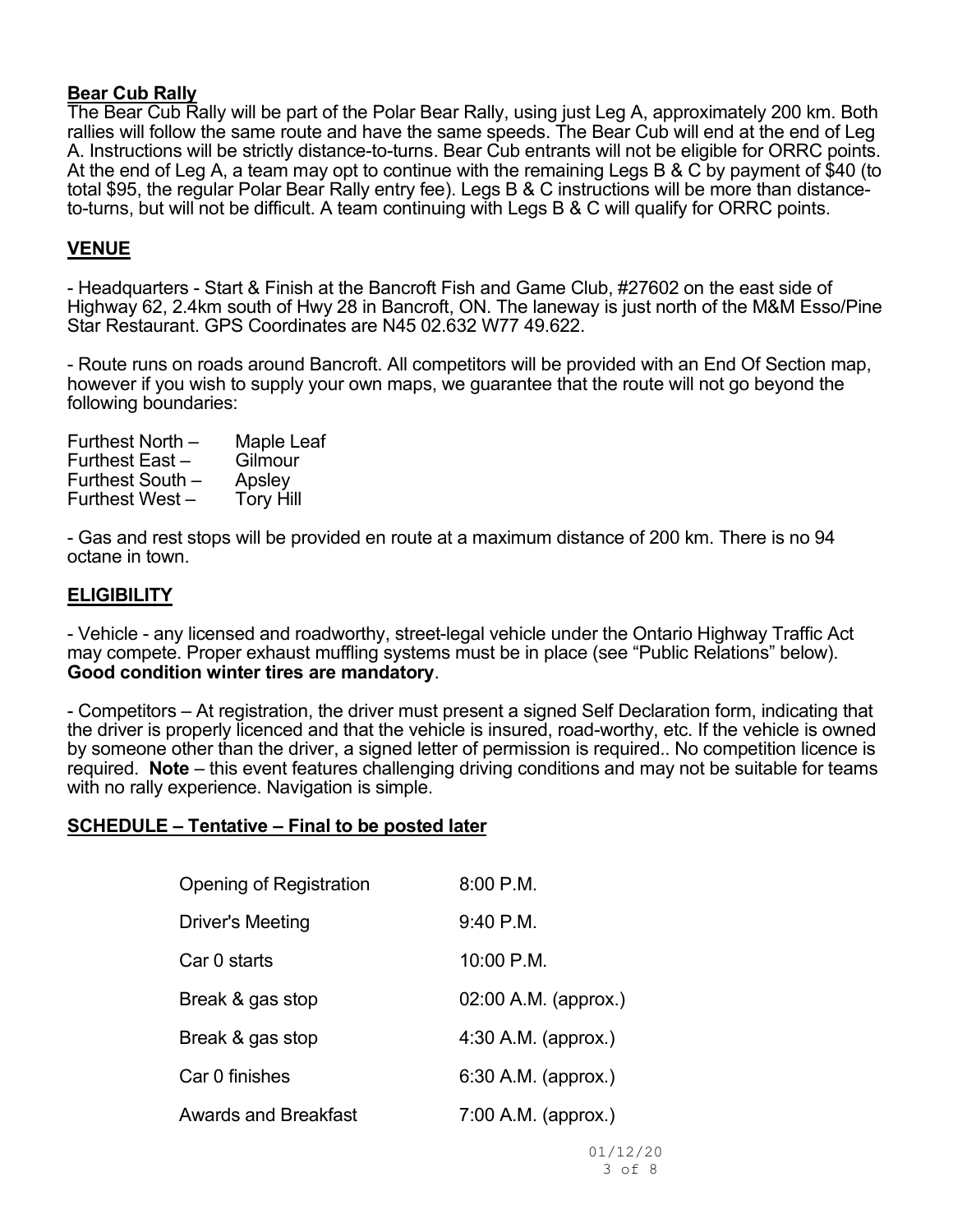**Bear Cub Rally**

The Bear Cub Rally will be part of the Polar Bear Rally, using just Leg A, approximately 200 km. Both rallies will follow the same route and have the same speeds. The Bear Cub will end at the end of Leg A. Instructions will be strictly distance-to-turns. Bear Cub entrants will not be eligible for ORRC points. At the end of Leg A, a team may opt to continue with the remaining Legs B & C by payment of $40 (to total $95, the regular Polar Bear Rally entry fee). Legs B & C instructions will be more than distance-to-turns, but will not be difficult. A team continuing with Legs B & C will qualify for ORRC points.

## VENUE

- Headquarters - Start & Finish at the Bancroft Fish and Game Club, #27602 on the east side of Highway 62, 2.4km south of Hwy 28 in Bancroft, ON. The laneway is just north of the M&M Esso/Pine Star Restaurant. GPS Coordinates are N45 02.632 W77 49.622.

- Route runs on roads around Bancroft. All competitors will be provided with an End Of Section map, however if you wish to supply your own maps, we guarantee that the route will not go beyond the following boundaries:

| | |
|---|---|
| Furthest North – | Maple Leaf |
| Furthest East – | Gilmour |
| Furthest South – | Apsley |
| Furthest West – | Tory Hill |

- Gas and rest stops will be provided en route at a maximum distance of 200 km. There is no 94 octane in town.

## ELIGIBILITY

- Vehicle - any licensed and roadworthy, street-legal vehicle under the Ontario Highway Traffic Act may compete. Proper exhaust muffling systems must be in place (see "Public Relations" below). **Good condition winter tires are mandatory**.

- Competitors – At registration, the driver must present a signed Self Declaration form, indicating that the driver is properly licenced and that the vehicle is insured, road-worthy, etc. If the vehicle is owned by someone other than the driver, a signed letter of permission is required.. No competition licence is required. **Note** – this event features challenging driving conditions and may not be suitable for teams with no rally experience. Navigation is simple.

## SCHEDULE – Tentative – Final to be posted later

| | |
|---|---|
| Opening of Registration | 8:00 P.M. |
| Driver's Meeting | 9:40 P.M. |
| Car 0 starts | 10:00 P.M. |
| Break & gas stop | 02:00 A.M. (approx.) |
| Break & gas stop | 4:30 A.M. (approx.) |
| Car 0 finishes | 6:30 A.M. (approx.) |
| Awards and Breakfast | 7:00 A.M. (approx.) |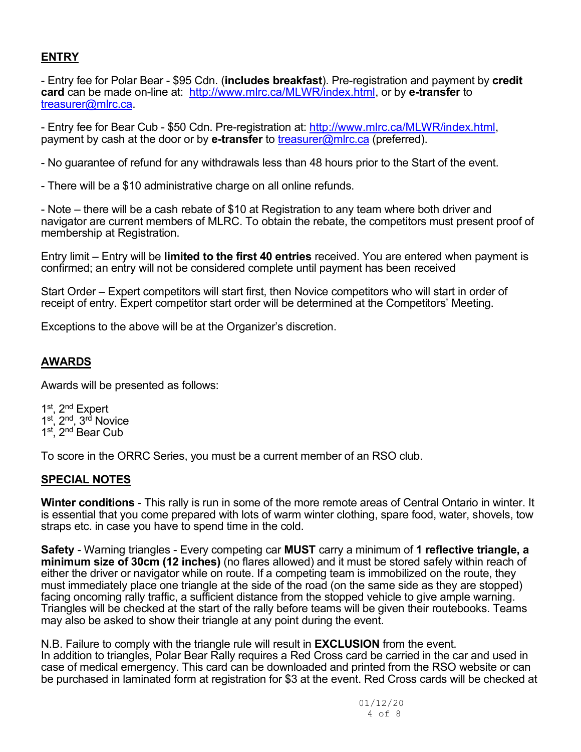## ENTRY

- Entry fee for Polar Bear - $95 Cdn. (**includes breakfast**). Pre-registration and payment by **credit card** can be made on-line at: http://www.mlrc.ca/MLWR/index.html, or by **e-transfer** to treasurer@mlrc.ca.

- Entry fee for Bear Cub - $50 Cdn. Pre-registration at: http://www.mlrc.ca/MLWR/index.html, payment by cash at the door or by **e-transfer** to treasurer@mlrc.ca (preferred).

- No guarantee of refund for any withdrawals less than 48 hours prior to the Start of the event.

- There will be a $10 administrative charge on all online refunds.

- Note – there will be a cash rebate of $10 at Registration to any team where both driver and navigator are current members of MLRC. To obtain the rebate, the competitors must present proof of membership at Registration.

Entry limit – Entry will be **limited to the first 40 entries** received. You are entered when payment is confirmed; an entry will not be considered complete until payment has been received

Start Order – Expert competitors will start first, then Novice competitors who will start in order of receipt of entry. Expert competitor start order will be determined at the Competitors' Meeting.

Exceptions to the above will be at the Organizer's discretion.

## AWARDS

Awards will be presented as follows:

1st, 2nd Expert
1st, 2nd, 3rd Novice
1st, 2nd Bear Cub

To score in the ORRC Series, you must be a current member of an RSO club.

## SPECIAL NOTES

**Winter conditions** - This rally is run in some of the more remote areas of Central Ontario in winter. It is essential that you come prepared with lots of warm winter clothing, spare food, water, shovels, tow straps etc. in case you have to spend time in the cold.

**Safety** - Warning triangles - Every competing car **MUST** carry a minimum of **1 reflective triangle, a minimum size of 30cm (12 inches)** (no flares allowed) and it must be stored safely within reach of either the driver or navigator while on route. If a competing team is immobilized on the route, they must immediately place one triangle at the side of the road (on the same side as they are stopped) facing oncoming rally traffic, a sufficient distance from the stopped vehicle to give ample warning. Triangles will be checked at the start of the rally before teams will be given their routebooks. Teams may also be asked to show their triangle at any point during the event.

N.B. Failure to comply with the triangle rule will result in **EXCLUSION** from the event.
In addition to triangles, Polar Bear Rally requires a Red Cross card be carried in the car and used in case of medical emergency. This card can be downloaded and printed from the RSO website or can be purchased in laminated form at registration for $3 at the event. Red Cross cards will be checked at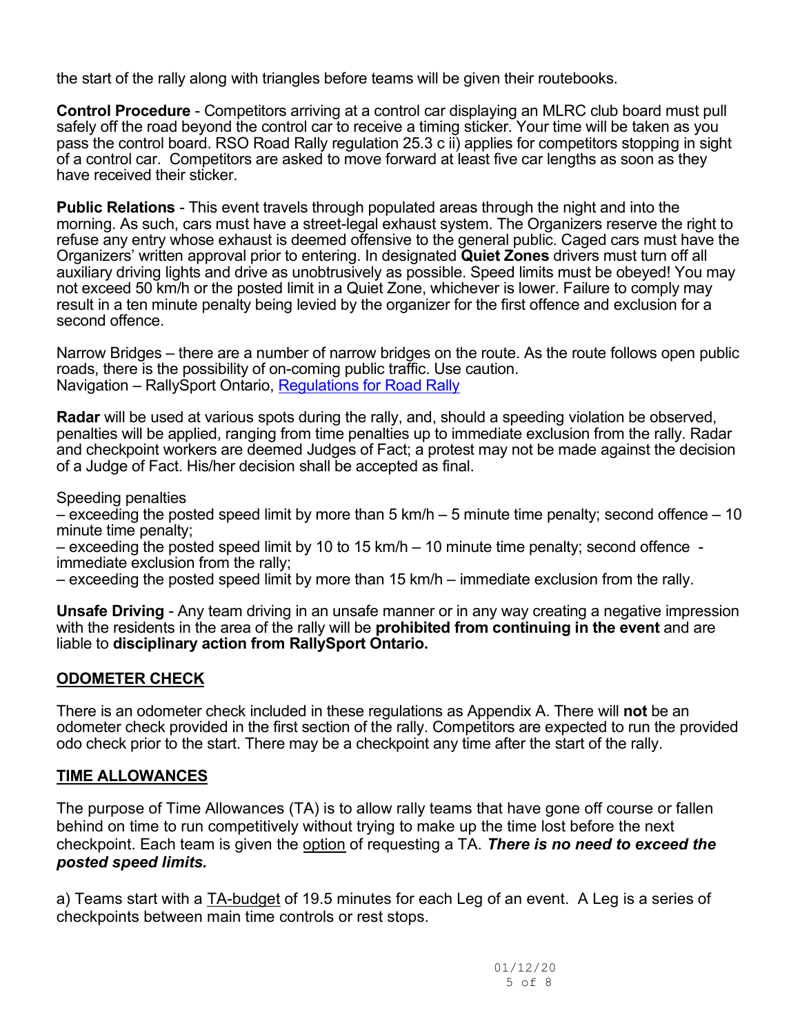the start of the rally along with triangles before teams will be given their routebooks.

**Control Procedure** - Competitors arriving at a control car displaying an MLRC club board must pull safely off the road beyond the control car to receive a timing sticker. Your time will be taken as you pass the control board. RSO Road Rally regulation 25.3 c ii) applies for competitors stopping in sight of a control car. Competitors are asked to move forward at least five car lengths as soon as they have received their sticker.

**Public Relations** - This event travels through populated areas through the night and into the morning. As such, cars must have a street-legal exhaust system. The Organizers reserve the right to refuse any entry whose exhaust is deemed offensive to the general public. Caged cars must have the Organizers' written approval prior to entering. In designated **Quiet Zones** drivers must turn off all auxiliary driving lights and drive as unobtrusively as possible. Speed limits must be obeyed! You may not exceed 50 km/h or the posted limit in a Quiet Zone, whichever is lower. Failure to comply may result in a ten minute penalty being levied by the organizer for the first offence and exclusion for a second offence.

Narrow Bridges – there are a number of narrow bridges on the route. As the route follows open public roads, there is the possibility of on-coming public traffic. Use caution.
Navigation – RallySport Ontario, [Regulations for Road Rally]

**Radar** will be used at various spots during the rally, and, should a speeding violation be observed, penalties will be applied, ranging from time penalties up to immediate exclusion from the rally. Radar and checkpoint workers are deemed Judges of Fact; a protest may not be made against the decision of a Judge of Fact. His/her decision shall be accepted as final.

Speeding penalties
– exceeding the posted speed limit by more than 5 km/h – 5 minute time penalty; second offence – 10 minute time penalty;
– exceeding the posted speed limit by 10 to 15 km/h – 10 minute time penalty; second offence - immediate exclusion from the rally;
– exceeding the posted speed limit by more than 15 km/h – immediate exclusion from the rally.

**Unsafe Driving** - Any team driving in an unsafe manner or in any way creating a negative impression with the residents in the area of the rally will be **prohibited from continuing in the event** and are liable to **disciplinary action from RallySport Ontario.**

## ODOMETER CHECK

There is an odometer check included in these regulations as Appendix A. There will **not** be an odometer check provided in the first section of the rally. Competitors are expected to run the provided odo check prior to the start. There may be a checkpoint any time after the start of the rally.

## TIME ALLOWANCES

The purpose of Time Allowances (TA) is to allow rally teams that have gone off course or fallen behind on time to run competitively without trying to make up the time lost before the next checkpoint. Each team is given the option of requesting a TA. ***There is no need to exceed the posted speed limits.***

a) Teams start with a TA-budget of 19.5 minutes for each Leg of an event. A Leg is a series of checkpoints between main time controls or rest stops.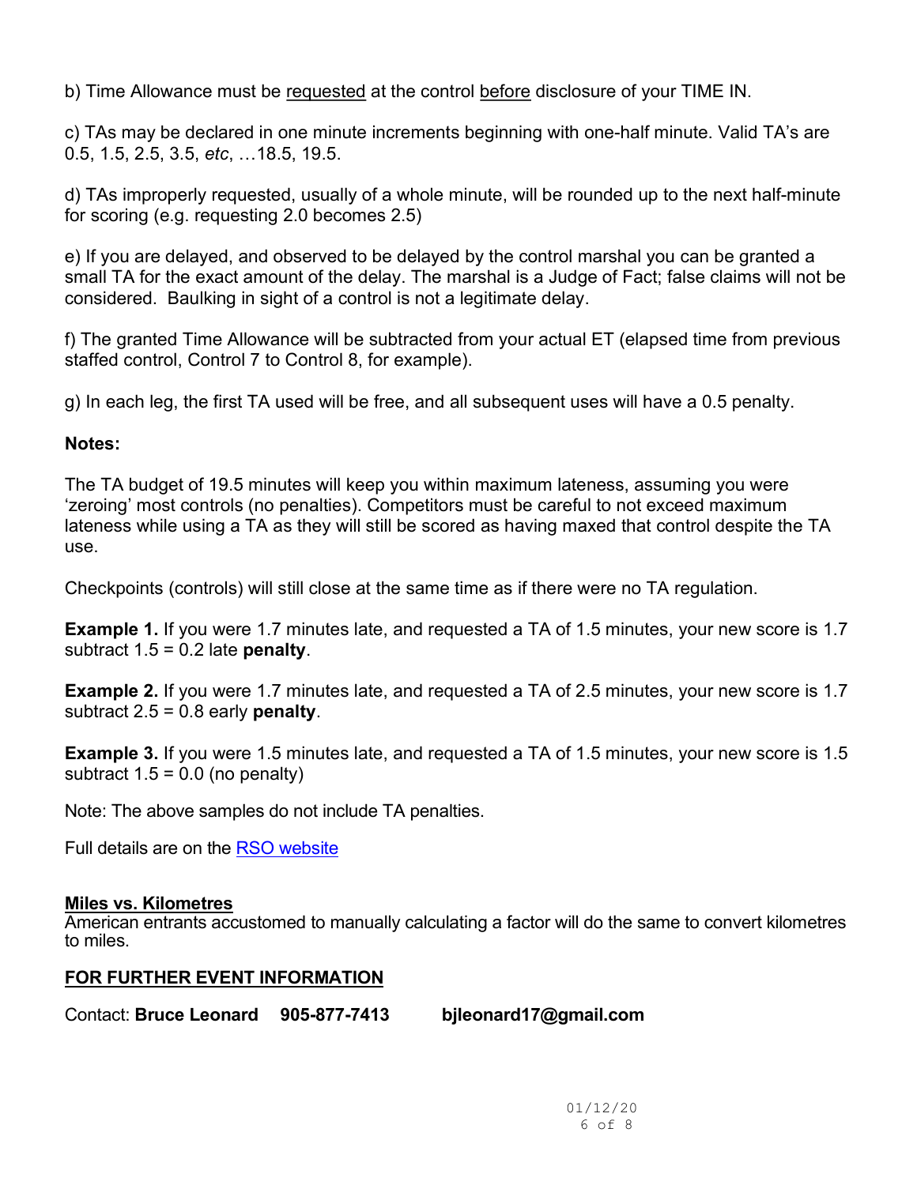b) Time Allowance must be requested at the control before disclosure of your TIME IN.

c) TAs may be declared in one minute increments beginning with one-half minute. Valid TA's are 0.5, 1.5, 2.5, 3.5, *etc*, …18.5, 19.5.

d) TAs improperly requested, usually of a whole minute, will be rounded up to the next half-minute for scoring (e.g. requesting 2.0 becomes 2.5)

e) If you are delayed, and observed to be delayed by the control marshal you can be granted a small TA for the exact amount of the delay. The marshal is a Judge of Fact; false claims will not be considered. Baulking in sight of a control is not a legitimate delay.

f) The granted Time Allowance will be subtracted from your actual ET (elapsed time from previous staffed control, Control 7 to Control 8, for example).

g) In each leg, the first TA used will be free, and all subsequent uses will have a 0.5 penalty.

**Notes:**

The TA budget of 19.5 minutes will keep you within maximum lateness, assuming you were 'zeroing' most controls (no penalties). Competitors must be careful to not exceed maximum lateness while using a TA as they will still be scored as having maxed that control despite the TA use.

Checkpoints (controls) will still close at the same time as if there were no TA regulation.

**Example 1.** If you were 1.7 minutes late, and requested a TA of 1.5 minutes, your new score is 1.7 subtract 1.5 = 0.2 late **penalty**.

**Example 2.** If you were 1.7 minutes late, and requested a TA of 2.5 minutes, your new score is 1.7 subtract 2.5 = 0.8 early **penalty**.

**Example 3.** If you were 1.5 minutes late, and requested a TA of 1.5 minutes, your new score is 1.5 subtract 1.5 = 0.0 (no penalty)

Note: The above samples do not include TA penalties.

Full details are on the RSO website

## Miles vs. Kilometres

American entrants accustomed to manually calculating a factor will do the same to convert kilometres to miles.

## FOR FURTHER EVENT INFORMATION

Contact: **Bruce Leonard 905-877-7413 bjleonard17@gmail.com**

01/12/20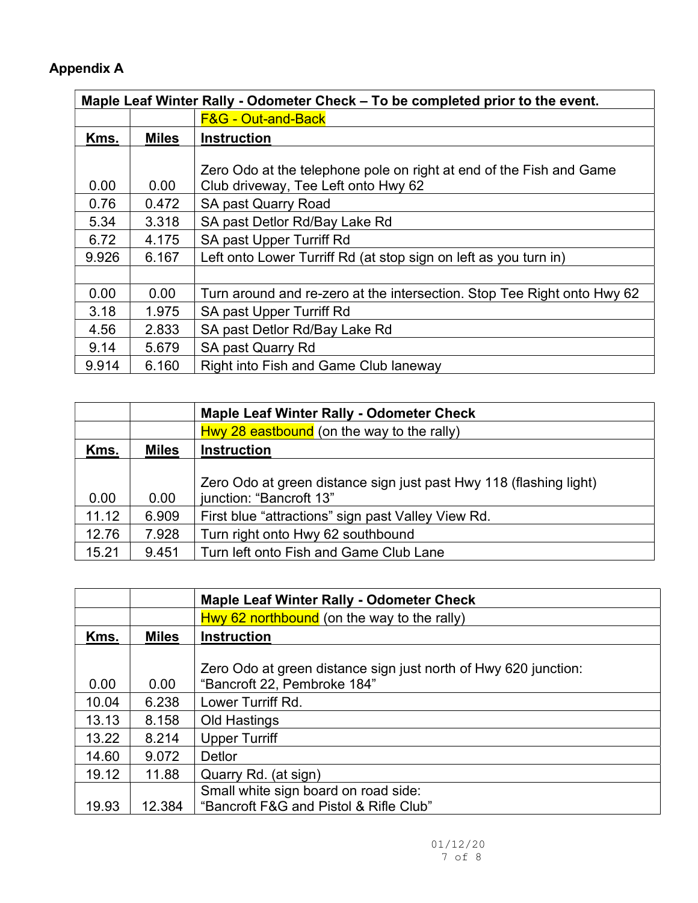## Appendix A

| Maple Leaf Winter Rally - Odometer Check – To be completed prior to the event. | | |
|---|---|---|
| | | F&G - Out-and-Back |
| **Kms.** | **Miles** | **Instruction** |
| 0.00 | 0.00 | Zero Odo at the telephone pole on right at end of the Fish and Game Club driveway, Tee Left onto Hwy 62 |
| 0.76 | 0.472 | SA past Quarry Road |
| 5.34 | 3.318 | SA past Detlor Rd/Bay Lake Rd |
| 6.72 | 4.175 | SA past Upper Turriff Rd |
| 9.926 | 6.167 | Left onto Lower Turriff Rd (at stop sign on left as you turn in) |
| | | |
| 0.00 | 0.00 | Turn around and re-zero at the intersection. Stop Tee Right onto Hwy 62 |
| 3.18 | 1.975 | SA past Upper Turriff Rd |
| 4.56 | 2.833 | SA past Detlor Rd/Bay Lake Rd |
| 9.14 | 5.679 | SA past Quarry Rd |
| 9.914 | 6.160 | Right into Fish and Game Club laneway |

| | | **Maple Leaf Winter Rally - Odometer Check** |
|---|---|---|
| | | Hwy 28 eastbound (on the way to the rally) |
| **Kms.** | **Miles** | **Instruction** |
| 0.00 | 0.00 | Zero Odo at green distance sign just past Hwy 118 (flashing light) junction: "Bancroft 13" |
| 11.12 | 6.909 | First blue "attractions" sign past Valley View Rd. |
| 12.76 | 7.928 | Turn right onto Hwy 62 southbound |
| 15.21 | 9.451 | Turn left onto Fish and Game Club Lane |

| | | **Maple Leaf Winter Rally - Odometer Check** |
|---|---|---|
| | | Hwy 62 northbound (on the way to the rally) |
| **Kms.** | **Miles** | **Instruction** |
| 0.00 | 0.00 | Zero Odo at green distance sign just north of Hwy 620 junction: "Bancroft 22, Pembroke 184" |
| 10.04 | 6.238 | Lower Turriff Rd. |
| 13.13 | 8.158 | Old Hastings |
| 13.22 | 8.214 | Upper Turriff |
| 14.60 | 9.072 | Detlor |
| 19.12 | 11.88 | Quarry Rd. (at sign) |
| 19.93 | 12.384 | Small white sign board on road side: "Bancroft F&G and Pistol & Rifle Club" |

01/12/20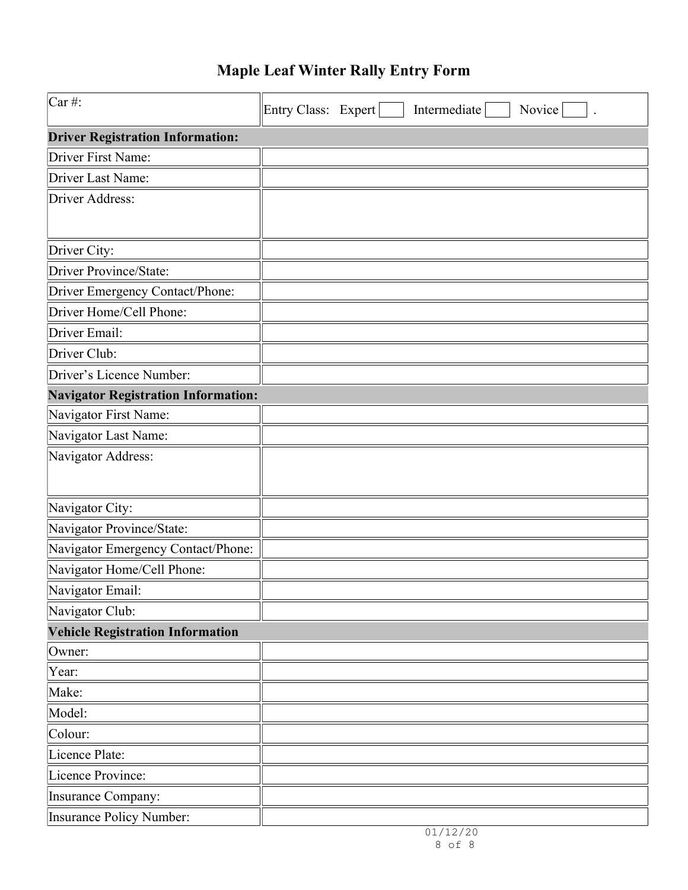# Maple Leaf Winter Rally Entry Form

| | |
|---|---|
| Car #: | Entry Class: Expert [ ] Intermediate [ ] Novice [ ] . |
| **Driver Registration Information:** | |
| Driver First Name: | |
| Driver Last Name: | |
| Driver Address: | |
| Driver City: | |
| Driver Province/State: | |
| Driver Emergency Contact/Phone: | |
| Driver Home/Cell Phone: | |
| Driver Email: | |
| Driver Club: | |
| Driver's Licence Number: | |
| **Navigator Registration Information:** | |
| Navigator First Name: | |
| Navigator Last Name: | |
| Navigator Address: | |
| Navigator City: | |
| Navigator Province/State: | |
| Navigator Emergency Contact/Phone: | |
| Navigator Home/Cell Phone: | |
| Navigator Email: | |
| Navigator Club: | |
| **Vehicle Registration Information** | |
| Owner: | |
| Year: | |
| Make: | |
| Model: | |
| Colour: | |
| Licence Plate: | |
| Licence Province: | |
| Insurance Company: | |
| Insurance Policy Number: | |

01/12/20